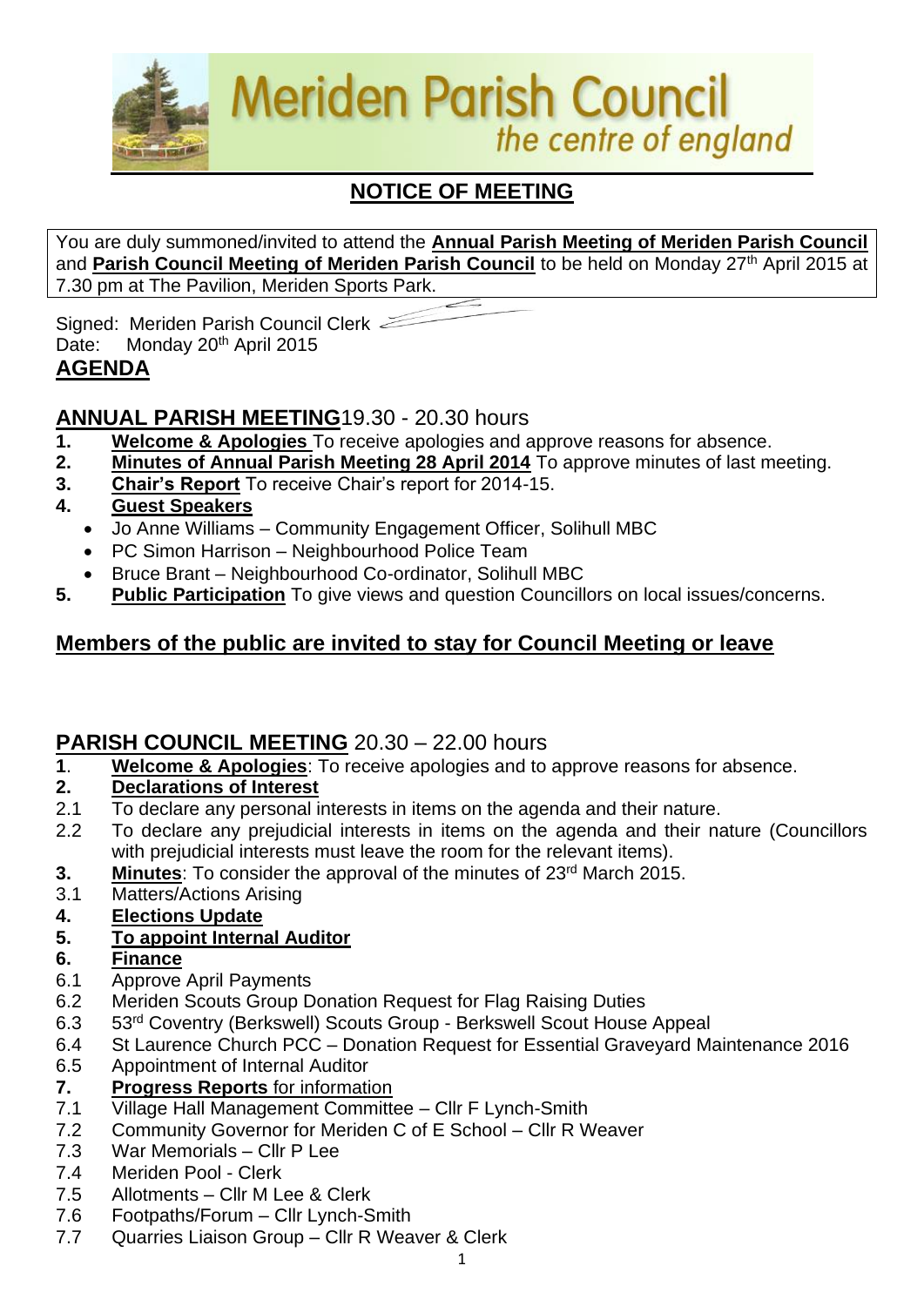# Meriden Parish Council

*the centre of england*

## NOTICE OF MEETING

You are duly summoned/invited to attend the **Annual Parish Meeting of Meriden Parish Council** and **Parish Council Meeting of Meriden Parish Council** to be held on Monday 27th April 2015 at 7.30 pm at The Pavilion, Meriden Sports Park.

Signed: Meriden Parish Council Clerk
Date: Monday 20th April 2015

## AGENDA

### ANNUAL PARISH MEETING 19.30 - 20.30 hours

1. **Welcome & Apologies** To receive apologies and approve reasons for absence.
2. **Minutes of Annual Parish Meeting 28 April 2014** To approve minutes of last meeting.
3. **Chair's Report** To receive Chair's report for 2014-15.
4. **Guest Speakers**
   - Jo Anne Williams – Community Engagement Officer, Solihull MBC
   - PC Simon Harrison – Neighbourhood Police Team
   - Bruce Brant – Neighbourhood Co-ordinator, Solihull MBC
5. **Public Participation** To give views and question Councillors on local issues/concerns.

**Members of the public are invited to stay for Council Meeting or leave**

### PARISH COUNCIL MEETING 20.30 – 22.00 hours

**1**. **Welcome & Apologies**: To receive apologies and to approve reasons for absence.

**2. Declarations of Interest**

2.1 To declare any personal interests in items on the agenda and their nature.

2.2 To declare any prejudicial interests in items on the agenda and their nature (Councillors with prejudicial interests must leave the room for the relevant items).

**3. Minutes**: To consider the approval of the minutes of 23rd March 2015.

3.1 Matters/Actions Arising

**4. Elections Update**

**5. To appoint Internal Auditor**

**6. Finance**

6.1 Approve April Payments

6.2 Meriden Scouts Group Donation Request for Flag Raising Duties

6.3 53rd Coventry (Berkswell) Scouts Group - Berkswell Scout House Appeal

6.4 St Laurence Church PCC – Donation Request for Essential Graveyard Maintenance 2016

6.5 Appointment of Internal Auditor

**7. Progress Reports for information**

7.1 Village Hall Management Committee – Cllr F Lynch-Smith

7.2 Community Governor for Meriden C of E School – Cllr R Weaver

7.3 War Memorials – Cllr P Lee

7.4 Meriden Pool - Clerk

7.5 Allotments – Cllr M Lee & Clerk

7.6 Footpaths/Forum – Cllr Lynch-Smith

7.7 Quarries Liaison Group – Cllr R Weaver & Clerk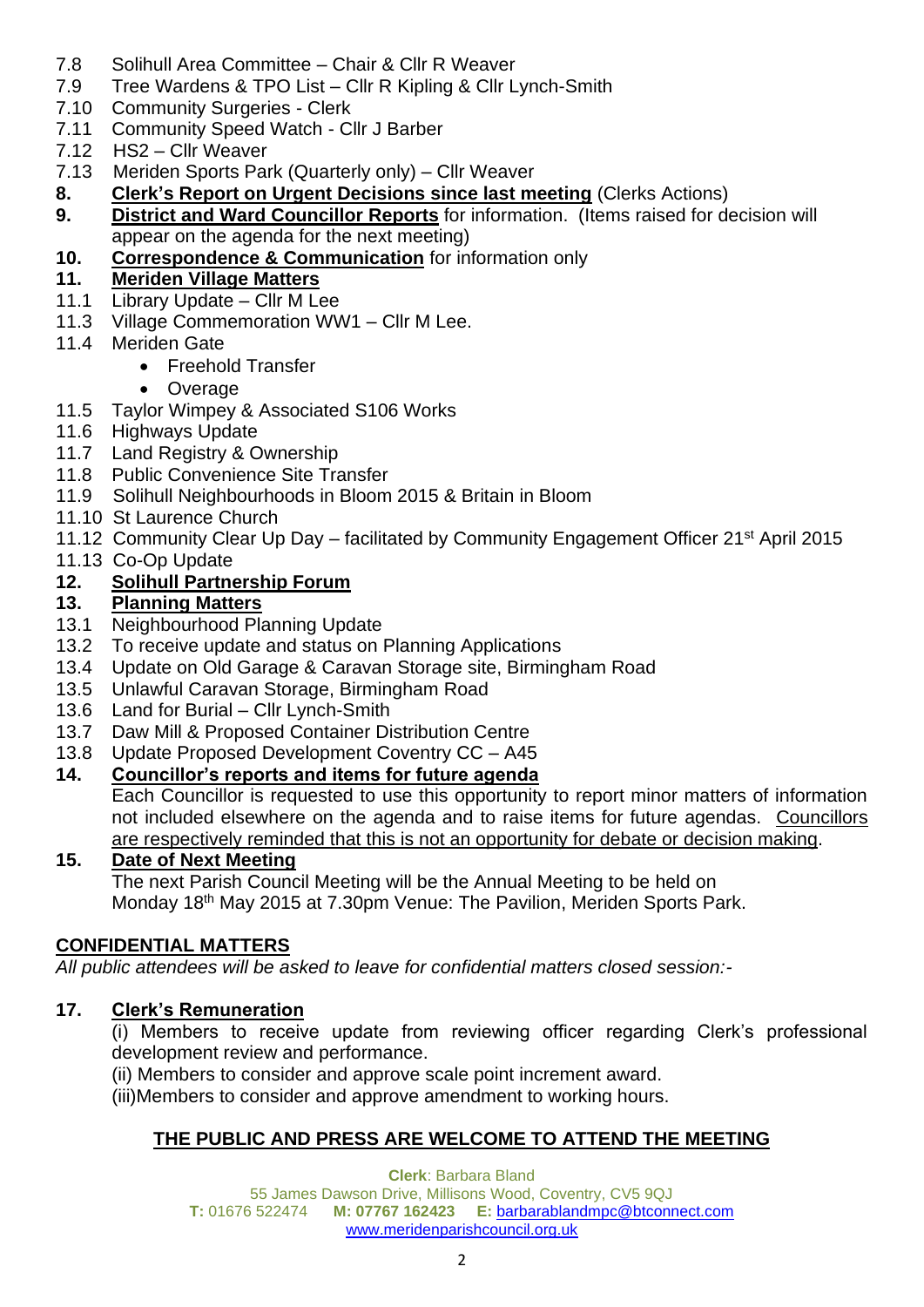7.8 Solihull Area Committee – Chair & Cllr R Weaver
7.9 Tree Wardens & TPO List – Cllr R Kipling & Cllr Lynch-Smith
7.10 Community Surgeries - Clerk
7.11 Community Speed Watch - Cllr J Barber
7.12 HS2 – Cllr Weaver
7.13 Meriden Sports Park (Quarterly only) – Cllr Weaver

**8. <u>Clerk's Report on Urgent Decisions since last meeting</u>** (Clerks Actions)

**9. <u>District and Ward Councillor Reports</u>** for information. (Items raised for decision will appear on the agenda for the next meeting)

**10. <u>Correspondence & Communication</u>** for information only

**11. <u>Meriden Village Matters</u>**

11.1 Library Update – Cllr M Lee
11.3 Village Commemoration WW1 – Cllr M Lee.
11.4 Meriden Gate
- Freehold Transfer
- Overage

11.5 Taylor Wimpey & Associated S106 Works
11.6 Highways Update
11.7 Land Registry & Ownership
11.8 Public Convenience Site Transfer
11.9 Solihull Neighbourhoods in Bloom 2015 & Britain in Bloom
11.10 St Laurence Church
11.12 Community Clear Up Day – facilitated by Community Engagement Officer 21st April 2015
11.13 Co-Op Update

**12. <u>Solihull Partnership Forum</u>**

**13. <u>Planning Matters</u>**

13.1 Neighbourhood Planning Update
13.2 To receive update and status on Planning Applications
13.4 Update on Old Garage & Caravan Storage site, Birmingham Road
13.5 Unlawful Caravan Storage, Birmingham Road
13.6 Land for Burial – Cllr Lynch-Smith
13.7 Daw Mill & Proposed Container Distribution Centre
13.8 Update Proposed Development Coventry CC – A45

**14. <u>Councillor's reports and items for future agenda</u>**

Each Councillor is requested to use this opportunity to report minor matters of information not included elsewhere on the agenda and to raise items for future agendas. <u>Councillors are respectively reminded that this is not an opportunity for debate or decision making</u>.

**15. <u>Date of Next Meeting</u>**

The next Parish Council Meeting will be the Annual Meeting to be held on Monday 18th May 2015 at 7.30pm Venue: The Pavilion, Meriden Sports Park.

## <u>CONFIDENTIAL MATTERS</u>

*All public attendees will be asked to leave for confidential matters closed session:-*

**17. <u>Clerk's Remuneration</u>**

(i) Members to receive update from reviewing officer regarding Clerk's professional development review and performance.
(ii) Members to consider and approve scale point increment award.
(iii)Members to consider and approve amendment to working hours.

**<u>THE PUBLIC AND PRESS ARE WELCOME TO ATTEND THE MEETING</u>**

**Clerk**: Barbara Bland
55 James Dawson Drive, Millisons Wood, Coventry, CV5 9QJ
**T:** 01676 522474 **M: 07767 162423** **E:** barbarablandmpc@btconnect.com
www.meridenparishcouncil.org.uk